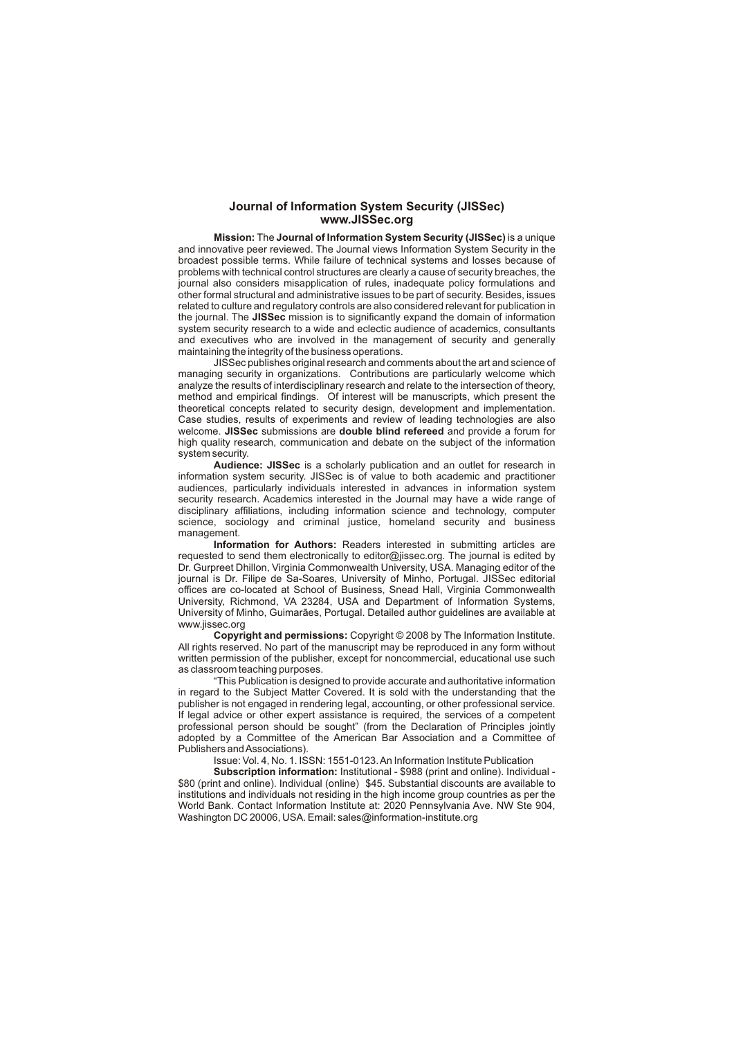# Journal of Information System Security (JISSec)
## www.JISSec.org

**Mission:** The **Journal of Information System Security (JISSec)** is a unique and innovative peer reviewed. The Journal views Information System Security in the broadest possible terms. While failure of technical systems and losses because of problems with technical control structures are clearly a cause of security breaches, the journal also considers misapplication of rules, inadequate policy formulations and other formal structural and administrative issues to be part of security. Besides, issues related to culture and regulatory controls are also considered relevant for publication in the journal. The **JISSec** mission is to significantly expand the domain of information system security research to a wide and eclectic audience of academics, consultants and executives who are involved in the management of security and generally maintaining the integrity of the business operations.

JISSec publishes original research and comments about the art and science of managing security in organizations. Contributions are particularly welcome which analyze the results of interdisciplinary research and relate to the intersection of theory, method and empirical findings. Of interest will be manuscripts, which present the theoretical concepts related to security design, development and implementation. Case studies, results of experiments and review of leading technologies are also welcome. **JISSec** submissions are **double blind refereed** and provide a forum for high quality research, communication and debate on the subject of the information system security.

**Audience: JISSec** is a scholarly publication and an outlet for research in information system security. JISSec is of value to both academic and practitioner audiences, particularly individuals interested in advances in information system security research. Academics interested in the Journal may have a wide range of disciplinary affiliations, including information science and technology, computer science, sociology and criminal justice, homeland security and business management.

**Information for Authors:** Readers interested in submitting articles are requested to send them electronically to editor@jissec.org. The journal is edited by Dr. Gurpreet Dhillon, Virginia Commonwealth University, USA. Managing editor of the journal is Dr. Filipe de Sa-Soares, University of Minho, Portugal. JISSec editorial offices are co-located at School of Business, Snead Hall, Virginia Commonwealth University, Richmond, VA 23284, USA and Department of Information Systems, University of Minho, Guimarães, Portugal. Detailed author guidelines are available at www.jissec.org

**Copyright and permissions:** Copyright © 2008 by The Information Institute. All rights reserved. No part of the manuscript may be reproduced in any form without written permission of the publisher, except for noncommercial, educational use such as classroom teaching purposes.

"This Publication is designed to provide accurate and authoritative information in regard to the Subject Matter Covered. It is sold with the understanding that the publisher is not engaged in rendering legal, accounting, or other professional service. If legal advice or other expert assistance is required, the services of a competent professional person should be sought" (from the Declaration of Principles jointly adopted by a Committee of the American Bar Association and a Committee of Publishers and Associations).

Issue: Vol. 4, No. 1. ISSN: 1551-0123. An Information Institute Publication

**Subscription information:** Institutional - $988 (print and online). Individual - $80 (print and online). Individual (online) $45. Substantial discounts are available to institutions and individuals not residing in the high income group countries as per the World Bank. Contact Information Institute at: 2020 Pennsylvania Ave. NW Ste 904, Washington DC 20006, USA. Email: sales@information-institute.org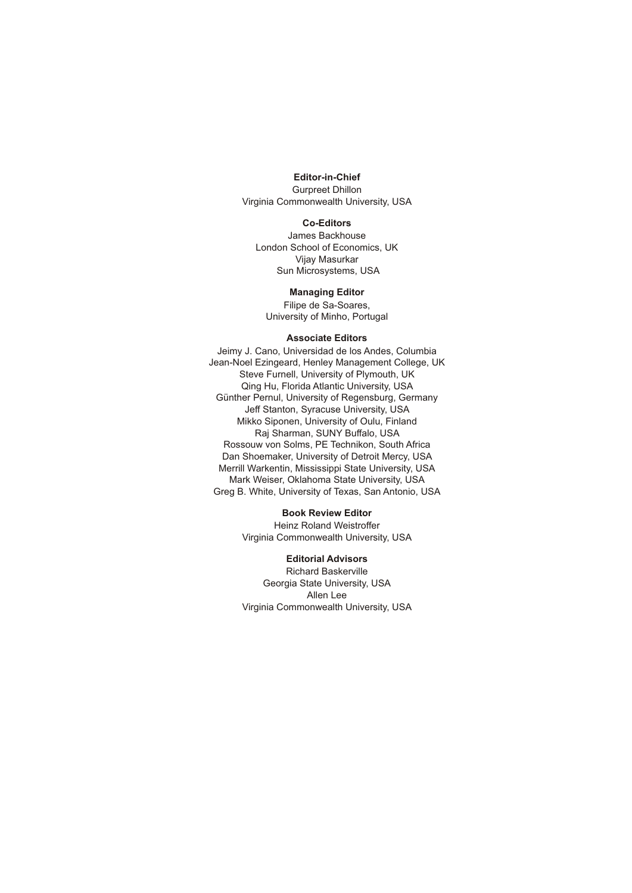**Editor-in-Chief**

Gurpreet Dhillon
Virginia Commonwealth University, USA

**Co-Editors**

James Backhouse
London School of Economics, UK
Vijay Masurkar
Sun Microsystems, USA

**Managing Editor**

Filipe de Sa-Soares,
University of Minho, Portugal

**Associate Editors**

Jeimy J. Cano, Universidad de los Andes, Columbia
Jean-Noel Ezingeard, Henley Management College, UK
Steve Furnell, University of Plymouth, UK
Qing Hu, Florida Atlantic University, USA
Günther Pernul, University of Regensburg, Germany
Jeff Stanton, Syracuse University, USA
Mikko Siponen, University of Oulu, Finland
Raj Sharman, SUNY Buffalo, USA
Rossouw von Solms, PE Technikon, South Africa
Dan Shoemaker, University of Detroit Mercy, USA
Merrill Warkentin, Mississippi State University, USA
Mark Weiser, Oklahoma State University, USA
Greg B. White, University of Texas, San Antonio, USA

**Book Review Editor**

Heinz Roland Weistroffer
Virginia Commonwealth University, USA

**Editorial Advisors**

Richard Baskerville
Georgia State University, USA
Allen Lee
Virginia Commonwealth University, USA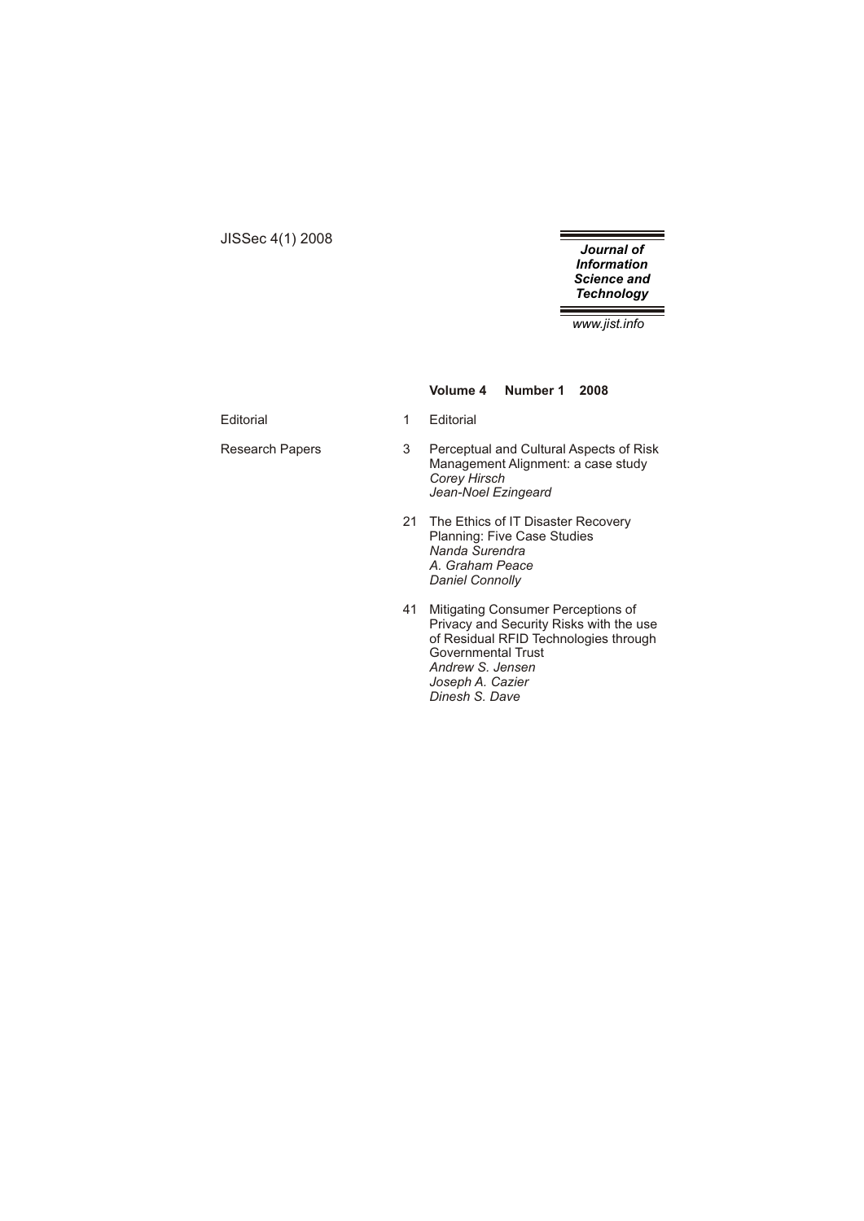JISSec 4(1) 2008

**Journal of Information Science and Technology**

www.jist.info

**Volume 4 Number 1 2008**

| | | |
|---|---|---|
| Editorial | 1 | Editorial |
| Research Papers | 3 | Perceptual and Cultural Aspects of Risk Management Alignment: a case study<br>*Corey Hirsch*<br>*Jean-Noel Ezingeard* |
| | 21 | The Ethics of IT Disaster Recovery Planning: Five Case Studies<br>*Nanda Surendra*<br>*A. Graham Peace*<br>*Daniel Connolly* |
| | 41 | Mitigating Consumer Perceptions of Privacy and Security Risks with the use of Residual RFID Technologies through Governmental Trust<br>*Andrew S. Jensen*<br>*Joseph A. Cazier*<br>*Dinesh S. Dave* |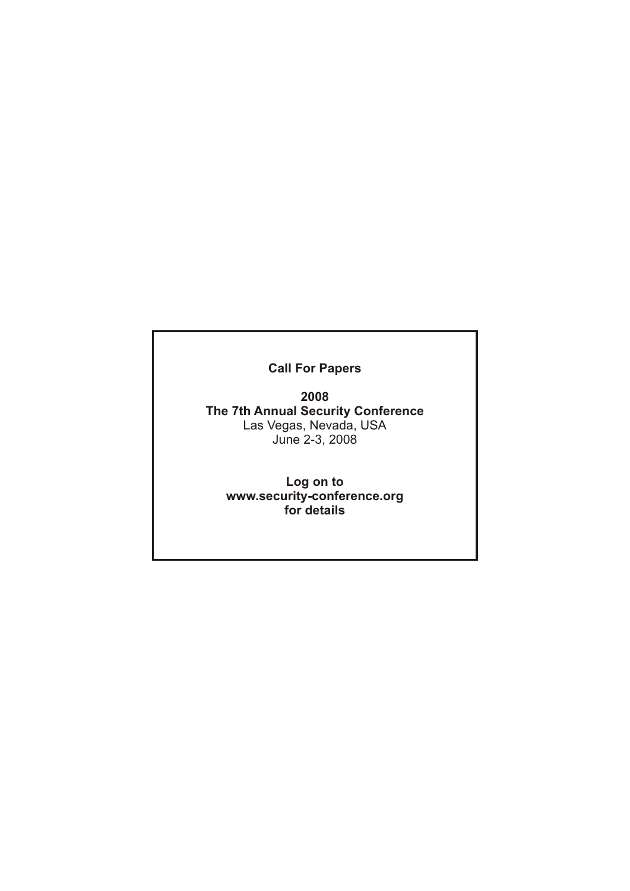**Call For Papers**

**2008**
**The 7th Annual Security Conference**
Las Vegas, Nevada, USA
June 2-3, 2008

**Log on to**
**www.security-conference.org**
**for details**